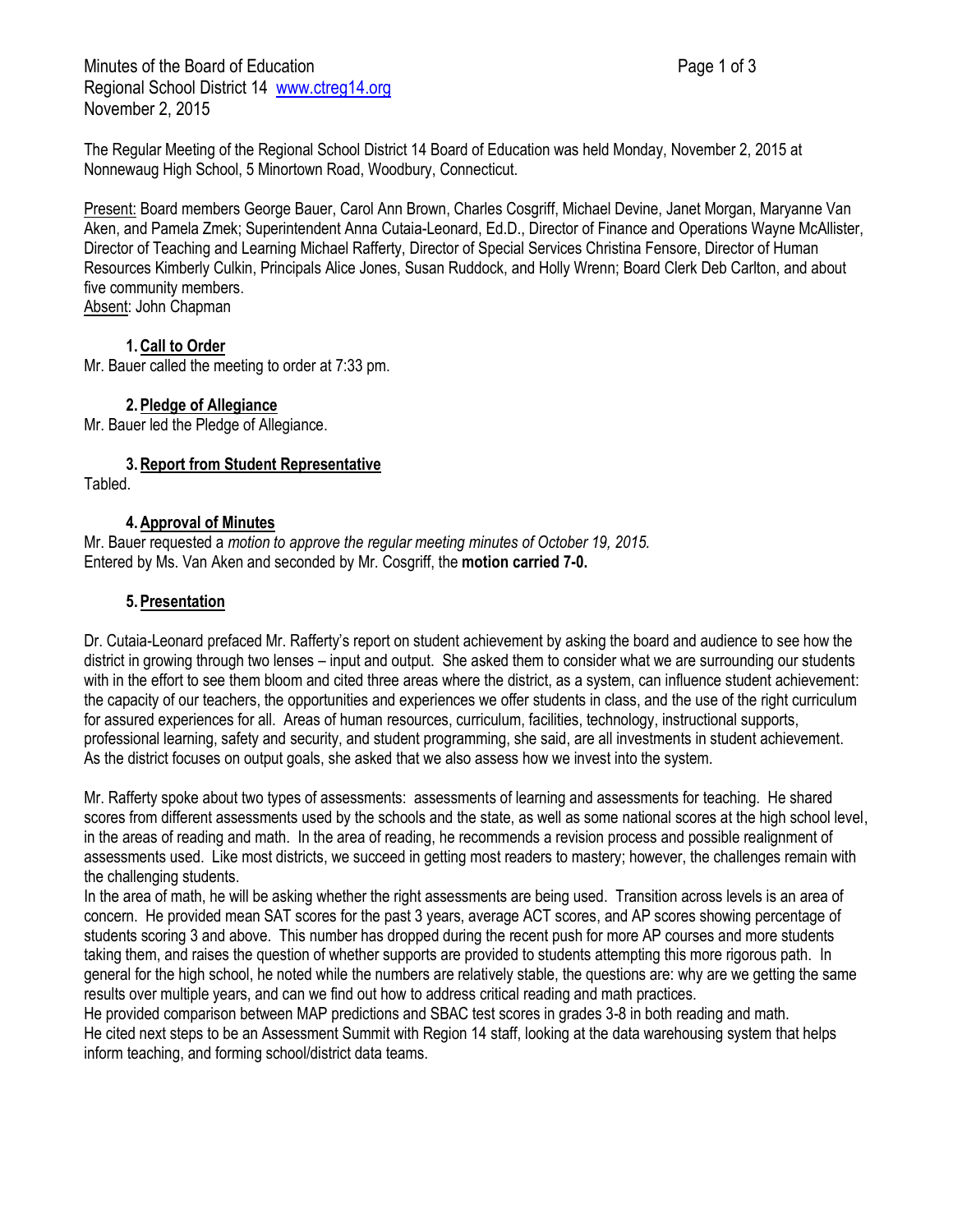Minutes of the Board of Education
Regional School District 14 www.ctreg14.org
November 2, 2015

The Regular Meeting of the Regional School District 14 Board of Education was held Monday, November 2, 2015 at Nonnewaug High School, 5 Minortown Road, Woodbury, Connecticut.

Present: Board members George Bauer, Carol Ann Brown, Charles Cosgriff, Michael Devine, Janet Morgan, Maryanne Van Aken, and Pamela Zmek; Superintendent Anna Cutaia-Leonard, Ed.D., Director of Finance and Operations Wayne McAllister, Director of Teaching and Learning Michael Rafferty, Director of Special Services Christina Fensore, Director of Human Resources Kimberly Culkin, Principals Alice Jones, Susan Ruddock, and Holly Wrenn; Board Clerk Deb Carlton, and about five community members.
Absent: John Chapman

1. **Call to Order**

Mr. Bauer called the meeting to order at 7:33 pm.

2. **Pledge of Allegiance**

Mr. Bauer led the Pledge of Allegiance.

3. **Report from Student Representative**

Tabled.

4. **Approval of Minutes**

Mr. Bauer requested a *motion to approve the regular meeting minutes of October 19, 2015.*
Entered by Ms. Van Aken and seconded by Mr. Cosgriff, the **motion carried 7-0.**

5. **Presentation**

Dr. Cutaia-Leonard prefaced Mr. Rafferty's report on student achievement by asking the board and audience to see how the district in growing through two lenses – input and output. She asked them to consider what we are surrounding our students with in the effort to see them bloom and cited three areas where the district, as a system, can influence student achievement: the capacity of our teachers, the opportunities and experiences we offer students in class, and the use of the right curriculum for assured experiences for all. Areas of human resources, curriculum, facilities, technology, instructional supports, professional learning, safety and security, and student programming, she said, are all investments in student achievement. As the district focuses on output goals, she asked that we also assess how we invest into the system.

Mr. Rafferty spoke about two types of assessments: assessments of learning and assessments for teaching. He shared scores from different assessments used by the schools and the state, as well as some national scores at the high school level, in the areas of reading and math. In the area of reading, he recommends a revision process and possible realignment of assessments used. Like most districts, we succeed in getting most readers to mastery; however, the challenges remain with the challenging students.
In the area of math, he will be asking whether the right assessments are being used. Transition across levels is an area of concern. He provided mean SAT scores for the past 3 years, average ACT scores, and AP scores showing percentage of students scoring 3 and above. This number has dropped during the recent push for more AP courses and more students taking them, and raises the question of whether supports are provided to students attempting this more rigorous path. In general for the high school, he noted while the numbers are relatively stable, the questions are: why are we getting the same results over multiple years, and can we find out how to address critical reading and math practices.
He provided comparison between MAP predictions and SBAC test scores in grades 3-8 in both reading and math.
He cited next steps to be an Assessment Summit with Region 14 staff, looking at the data warehousing system that helps inform teaching, and forming school/district data teams.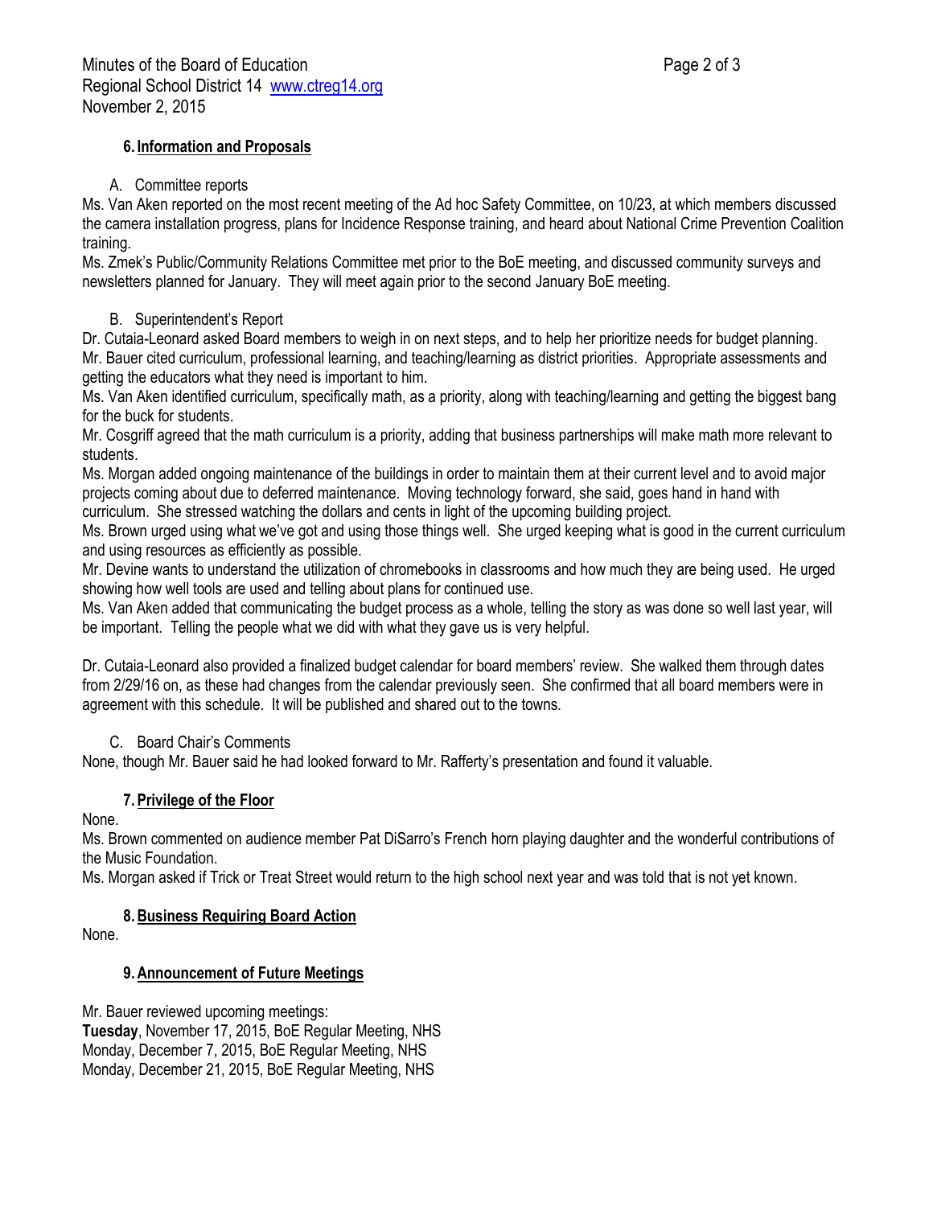## 6. Information and Proposals

A. Committee reports

Ms. Van Aken reported on the most recent meeting of the Ad hoc Safety Committee, on 10/23, at which members discussed the camera installation progress, plans for Incidence Response training, and heard about National Crime Prevention Coalition training.

Ms. Zmek's Public/Community Relations Committee met prior to the BoE meeting, and discussed community surveys and newsletters planned for January. They will meet again prior to the second January BoE meeting.

B. Superintendent's Report

Dr. Cutaia-Leonard asked Board members to weigh in on next steps, and to help her prioritize needs for budget planning.

Mr. Bauer cited curriculum, professional learning, and teaching/learning as district priorities. Appropriate assessments and getting the educators what they need is important to him.

Ms. Van Aken identified curriculum, specifically math, as a priority, along with teaching/learning and getting the biggest bang for the buck for students.

Mr. Cosgriff agreed that the math curriculum is a priority, adding that business partnerships will make math more relevant to students.

Ms. Morgan added ongoing maintenance of the buildings in order to maintain them at their current level and to avoid major projects coming about due to deferred maintenance. Moving technology forward, she said, goes hand in hand with curriculum. She stressed watching the dollars and cents in light of the upcoming building project.

Ms. Brown urged using what we've got and using those things well. She urged keeping what is good in the current curriculum and using resources as efficiently as possible.

Mr. Devine wants to understand the utilization of chromebooks in classrooms and how much they are being used. He urged showing how well tools are used and telling about plans for continued use.

Ms. Van Aken added that communicating the budget process as a whole, telling the story as was done so well last year, will be important. Telling the people what we did with what they gave us is very helpful.

Dr. Cutaia-Leonard also provided a finalized budget calendar for board members' review. She walked them through dates from 2/29/16 on, as these had changes from the calendar previously seen. She confirmed that all board members were in agreement with this schedule. It will be published and shared out to the towns.

C. Board Chair's Comments

None, though Mr. Bauer said he had looked forward to Mr. Rafferty's presentation and found it valuable.

## 7. Privilege of the Floor

None.

Ms. Brown commented on audience member Pat DiSarro's French horn playing daughter and the wonderful contributions of the Music Foundation.

Ms. Morgan asked if Trick or Treat Street would return to the high school next year and was told that is not yet known.

## 8. Business Requiring Board Action

None.

## 9. Announcement of Future Meetings

Mr. Bauer reviewed upcoming meetings:

**Tuesday**, November 17, 2015, BoE Regular Meeting, NHS
Monday, December 7, 2015, BoE Regular Meeting, NHS
Monday, December 21, 2015, BoE Regular Meeting, NHS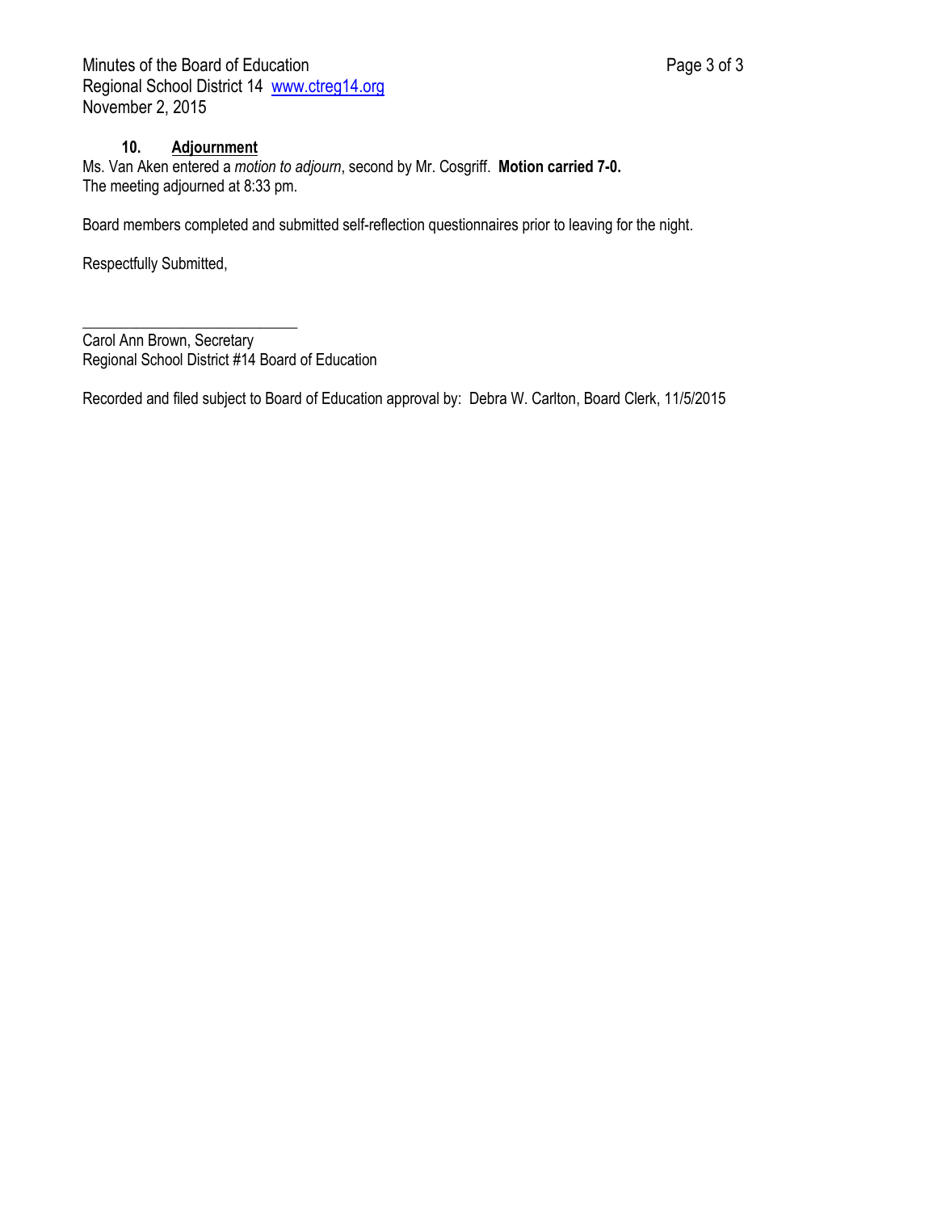**10. Adjournment**

Ms. Van Aken entered a *motion to adjourn*, second by Mr. Cosgriff. **Motion carried 7-0.**
The meeting adjourned at 8:33 pm.

Board members completed and submitted self-reflection questionnaires prior to leaving for the night.

Respectfully Submitted,

\_\_\_\_\_\_\_\_\_\_\_\_\_\_\_\_\_\_\_\_\_\_\_\_\_\_\_\_

Carol Ann Brown, Secretary
Regional School District #14 Board of Education

Recorded and filed subject to Board of Education approval by: Debra W. Carlton, Board Clerk, 11/5/2015